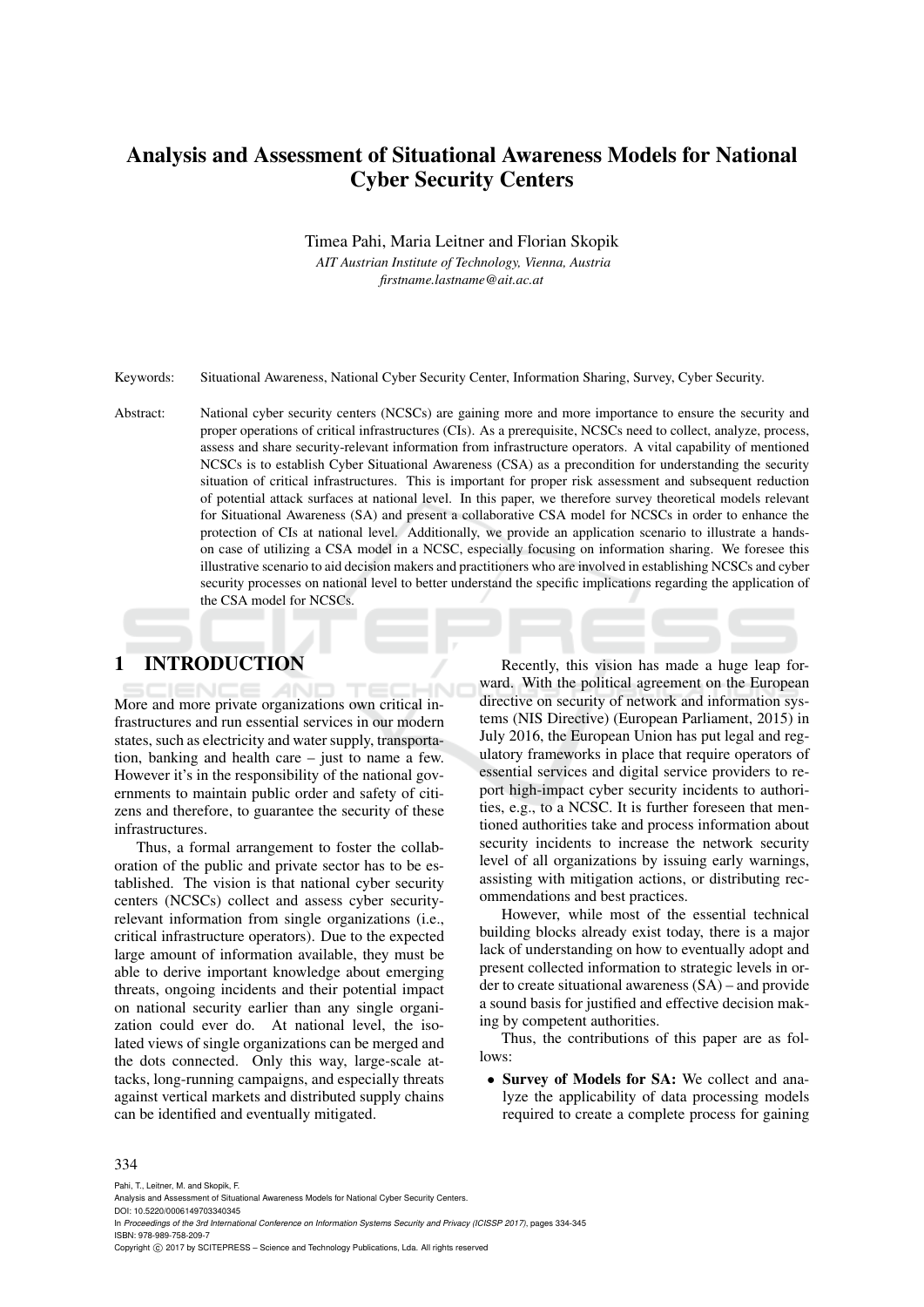# Analysis and Assessment of Situational Awareness Models for National Cyber Security Centers

Timea Pahi, Maria Leitner and Florian Skopik

*AIT Austrian Institute of Technology, Vienna, Austria*
*firstname.lastname@ait.ac.at*

Keywords: Situational Awareness, National Cyber Security Center, Information Sharing, Survey, Cyber Security.

Abstract: National cyber security centers (NCSCs) are gaining more and more importance to ensure the security and proper operations of critical infrastructures (CIs). As a prerequisite, NCSCs need to collect, analyze, process, assess and share security-relevant information from infrastructure operators. A vital capability of mentioned NCSCs is to establish Cyber Situational Awareness (CSA) as a precondition for understanding the security situation of critical infrastructures. This is important for proper risk assessment and subsequent reduction of potential attack surfaces at national level. In this paper, we therefore survey theoretical models relevant for Situational Awareness (SA) and present a collaborative CSA model for NCSCs in order to enhance the protection of CIs at national level. Additionally, we provide an application scenario to illustrate a hands-on case of utilizing a CSA model in a NCSC, especially focusing on information sharing. We foresee this illustrative scenario to aid decision makers and practitioners who are involved in establishing NCSCs and cyber security processes on national level to better understand the specific implications regarding the application of the CSA model for NCSCs.

## 1 INTRODUCTION

More and more private organizations own critical infrastructures and run essential services in our modern states, such as electricity and water supply, transportation, banking and health care – just to name a few. However it's in the responsibility of the national governments to maintain public order and safety of citizens and therefore, to guarantee the security of these infrastructures.

Thus, a formal arrangement to foster the collaboration of the public and private sector has to be established. The vision is that national cyber security centers (NCSCs) collect and assess cyber security-relevant information from single organizations (i.e., critical infrastructure operators). Due to the expected large amount of information available, they must be able to derive important knowledge about emerging threats, ongoing incidents and their potential impact on national security earlier than any single organization could ever do. At national level, the isolated views of single organizations can be merged and the dots connected. Only this way, large-scale attacks, long-running campaigns, and especially threats against vertical markets and distributed supply chains can be identified and eventually mitigated.

Recently, this vision has made a huge leap forward. With the political agreement on the European directive on security of network and information systems (NIS Directive) (European Parliament, 2015) in July 2016, the European Union has put legal and regulatory frameworks in place that require operators of essential services and digital service providers to report high-impact cyber security incidents to authorities, e.g., to a NCSC. It is further foreseen that mentioned authorities take and process information about security incidents to increase the network security level of all organizations by issuing early warnings, assisting with mitigation actions, or distributing recommendations and best practices.

However, while most of the essential technical building blocks already exist today, there is a major lack of understanding on how to eventually adopt and present collected information to strategic levels in order to create situational awareness (SA) – and provide a sound basis for justified and effective decision making by competent authorities.

Thus, the contributions of this paper are as follows:

- **Survey of Models for SA:** We collect and analyze the applicability of data processing models required to create a complete process for gaining

Pahi, T., Leitner, M. and Skopik, F.
Analysis and Assessment of Situational Awareness Models for National Cyber Security Centers.
DOI: 10.5220/0006149703340345
In *Proceedings of the 3rd International Conference on Information Systems Security and Privacy (ICISSP 2017)*, pages 334-345
ISBN: 978-989-758-209-7
Copyright © 2017 by SCITEPRESS – Science and Technology Publications, Lda. All rights reserved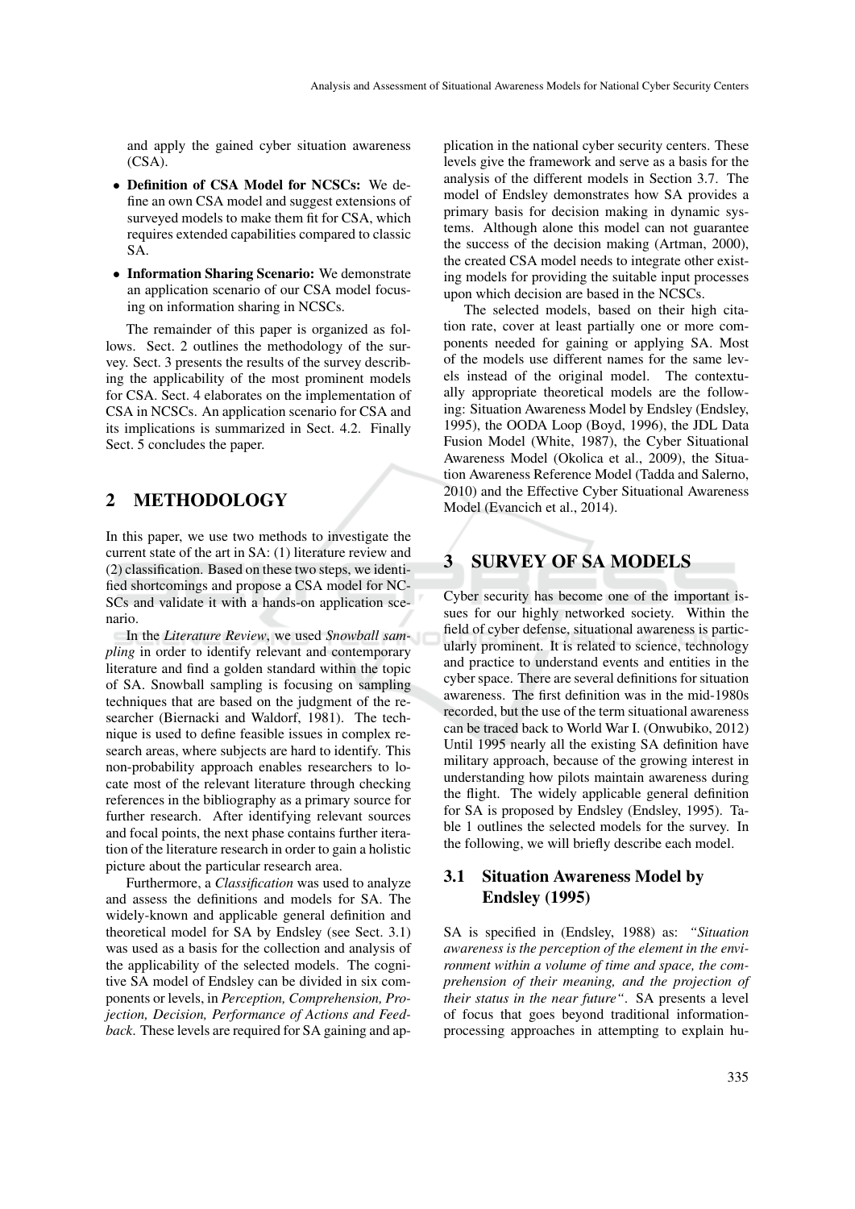and apply the gained cyber situation awareness (CSA).

- **Definition of CSA Model for NCSCs:** We define an own CSA model and suggest extensions of surveyed models to make them fit for CSA, which requires extended capabilities compared to classic SA.
- **Information Sharing Scenario:** We demonstrate an application scenario of our CSA model focusing on information sharing in NCSCs.

The remainder of this paper is organized as follows. Sect. 2 outlines the methodology of the survey. Sect. 3 presents the results of the survey describing the applicability of the most prominent models for CSA. Sect. 4 elaborates on the implementation of CSA in NCSCs. An application scenario for CSA and its implications is summarized in Sect. 4.2. Finally Sect. 5 concludes the paper.

## 2 METHODOLOGY

In this paper, we use two methods to investigate the current state of the art in SA: (1) literature review and (2) classification. Based on these two steps, we identified shortcomings and propose a CSA model for NCSCs and validate it with a hands-on application scenario.

In the *Literature Review*, we used *Snowball sampling* in order to identify relevant and contemporary literature and find a golden standard within the topic of SA. Snowball sampling is focusing on sampling techniques that are based on the judgment of the researcher (Biernacki and Waldorf, 1981). The technique is used to define feasible issues in complex research areas, where subjects are hard to identify. This non-probability approach enables researchers to locate most of the relevant literature through checking references in the bibliography as a primary source for further research. After identifying relevant sources and focal points, the next phase contains further iteration of the literature research in order to gain a holistic picture about the particular research area.

Furthermore, a *Classification* was used to analyze and assess the definitions and models for SA. The widely-known and applicable general definition and theoretical model for SA by Endsley (see Sect. 3.1) was used as a basis for the collection and analysis of the applicability of the selected models. The cognitive SA model of Endsley can be divided in six components or levels, in *Perception, Comprehension, Projection, Decision, Performance of Actions and Feedback*. These levels are required for SA gaining and application in the national cyber security centers. These levels give the framework and serve as a basis for the analysis of the different models in Section 3.7. The model of Endsley demonstrates how SA provides a primary basis for decision making in dynamic systems. Although alone this model can not guarantee the success of the decision making (Artman, 2000), the created CSA model needs to integrate other existing models for providing the suitable input processes upon which decision are based in the NCSCs.

The selected models, based on their high citation rate, cover at least partially one or more components needed for gaining or applying SA. Most of the models use different names for the same levels instead of the original model. The contextually appropriate theoretical models are the following: Situation Awareness Model by Endsley (Endsley, 1995), the OODA Loop (Boyd, 1996), the JDL Data Fusion Model (White, 1987), the Cyber Situational Awareness Model (Okolica et al., 2009), the Situation Awareness Reference Model (Tadda and Salerno, 2010) and the Effective Cyber Situational Awareness Model (Evancich et al., 2014).

## 3 SURVEY OF SA MODELS

Cyber security has become one of the important issues for our highly networked society. Within the field of cyber defense, situational awareness is particularly prominent. It is related to science, technology and practice to understand events and entities in the cyber space. There are several definitions for situation awareness. The first definition was in the mid-1980s recorded, but the use of the term situational awareness can be traced back to World War I. (Onwubiko, 2012) Until 1995 nearly all the existing SA definition have military approach, because of the growing interest in understanding how pilots maintain awareness during the flight. The widely applicable general definition for SA is proposed by Endsley (Endsley, 1995). Table 1 outlines the selected models for the survey. In the following, we will briefly describe each model.

### 3.1 Situation Awareness Model by Endsley (1995)

SA is specified in (Endsley, 1988) as: *"Situation awareness is the perception of the element in the environment within a volume of time and space, the comprehension of their meaning, and the projection of their status in the near future"*. SA presents a level of focus that goes beyond traditional information-processing approaches in attempting to explain hu-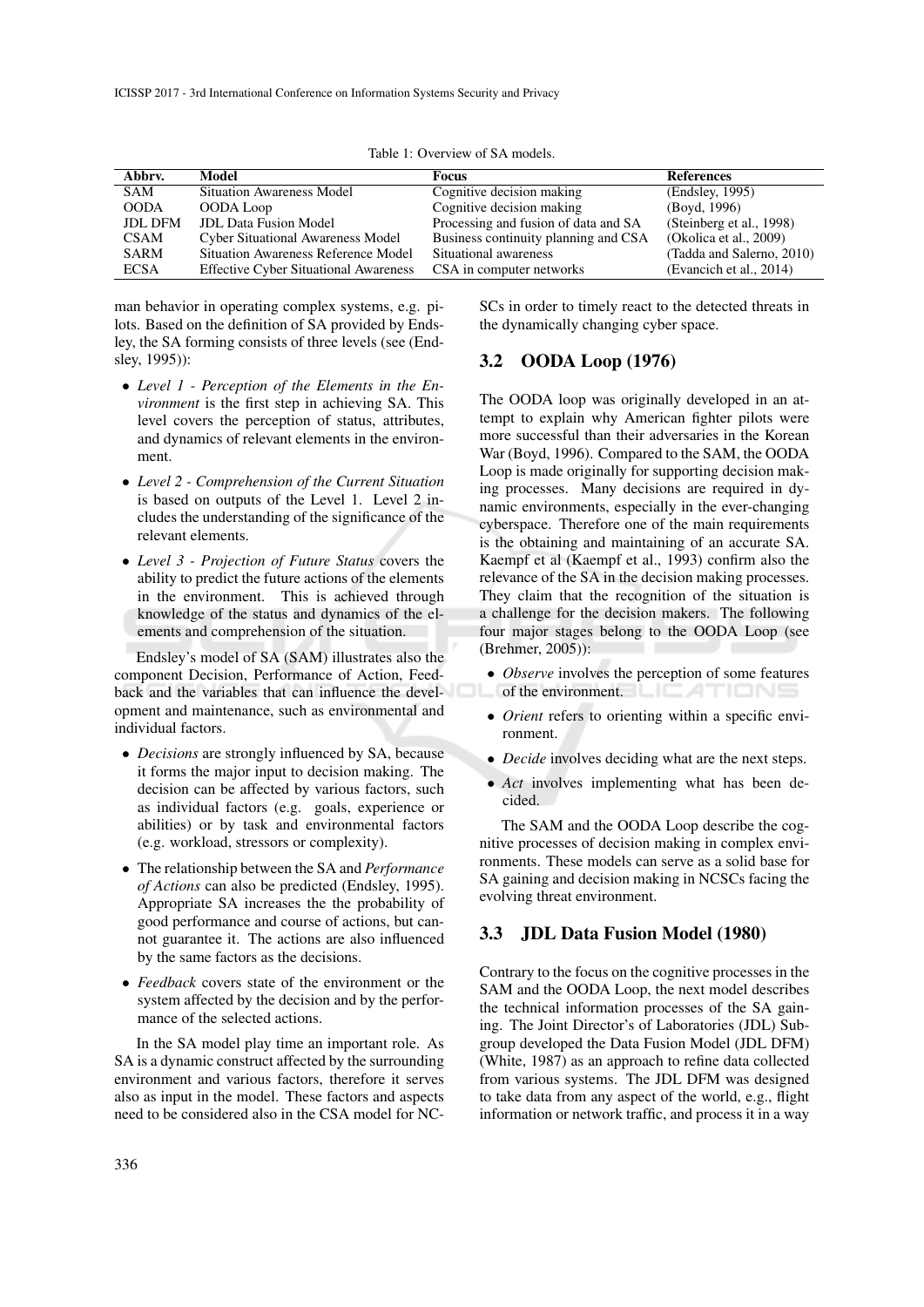Table 1: Overview of SA models.

| Abbrv. | Model | Focus | References |
|---|---|---|---|
| SAM | Situation Awareness Model | Cognitive decision making | (Endsley, 1995) |
| OODA | OODA Loop | Cognitive decision making | (Boyd, 1996) |
| JDL DFM | JDL Data Fusion Model | Processing and fusion of data and SA | (Steinberg et al., 1998) |
| CSAM | Cyber Situational Awareness Model | Business continuity planning and CSA | (Okolica et al., 2009) |
| SARM | Situation Awareness Reference Model | Situational awareness | (Tadda and Salerno, 2010) |
| ECSA | Effective Cyber Situational Awareness | CSA in computer networks | (Evancich et al., 2014) |

man behavior in operating complex systems, e.g. pilots. Based on the definition of SA provided by Endsley, the SA forming consists of three levels (see (Endsley, 1995)):

- *Level 1 - Perception of the Elements in the Environment* is the first step in achieving SA. This level covers the perception of status, attributes, and dynamics of relevant elements in the environment.
- *Level 2 - Comprehension of the Current Situation* is based on outputs of the Level 1. Level 2 includes the understanding of the significance of the relevant elements.
- *Level 3 - Projection of Future Status* covers the ability to predict the future actions of the elements in the environment. This is achieved through knowledge of the status and dynamics of the elements and comprehension of the situation.

Endsley's model of SA (SAM) illustrates also the component Decision, Performance of Action, Feedback and the variables that can influence the development and maintenance, such as environmental and individual factors.

- *Decisions* are strongly influenced by SA, because it forms the major input to decision making. The decision can be affected by various factors, such as individual factors (e.g. goals, experience or abilities) or by task and environmental factors (e.g. workload, stressors or complexity).
- The relationship between the SA and *Performance of Actions* can also be predicted (Endsley, 1995). Appropriate SA increases the the probability of good performance and course of actions, but cannot guarantee it. The actions are also influenced by the same factors as the decisions.
- *Feedback* covers state of the environment or the system affected by the decision and by the performance of the selected actions.

In the SA model play time an important role. As SA is a dynamic construct affected by the surrounding environment and various factors, therefore it serves also as input in the model. These factors and aspects need to be considered also in the CSA model for NCSCs in order to timely react to the detected threats in the dynamically changing cyber space.

## 3.2 OODA Loop (1976)

The OODA loop was originally developed in an attempt to explain why American fighter pilots were more successful than their adversaries in the Korean War (Boyd, 1996). Compared to the SAM, the OODA Loop is made originally for supporting decision making processes. Many decisions are required in dynamic environments, especially in the ever-changing cyberspace. Therefore one of the main requirements is the obtaining and maintaining of an accurate SA. Kaempf et al (Kaempf et al., 1993) confirm also the relevance of the SA in the decision making processes. They claim that the recognition of the situation is a challenge for the decision makers. The following four major stages belong to the OODA Loop (see (Brehmer, 2005)):

- *Observe* involves the perception of some features of the environment.
- *Orient* refers to orienting within a specific environment.
- *Decide* involves deciding what are the next steps.
- *Act* involves implementing what has been decided.

The SAM and the OODA Loop describe the cognitive processes of decision making in complex environments. These models can serve as a solid base for SA gaining and decision making in NCSCs facing the evolving threat environment.

## 3.3 JDL Data Fusion Model (1980)

Contrary to the focus on the cognitive processes in the SAM and the OODA Loop, the next model describes the technical information processes of the SA gaining. The Joint Director's of Laboratories (JDL) Subgroup developed the Data Fusion Model (JDL DFM) (White, 1987) as an approach to refine data collected from various systems. The JDL DFM was designed to take data from any aspect of the world, e.g., flight information or network traffic, and process it in a way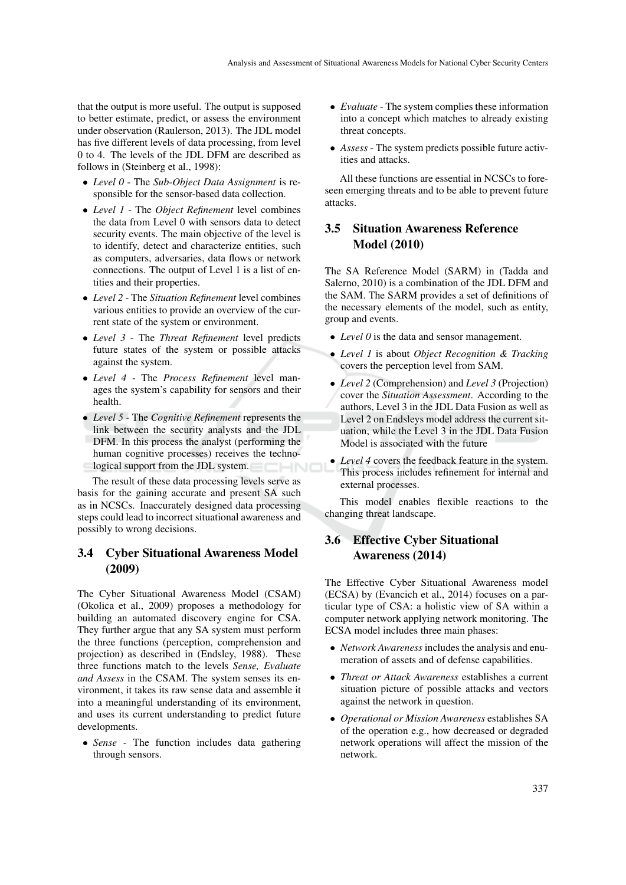that the output is more useful. The output is supposed to better estimate, predict, or assess the environment under observation (Raulerson, 2013). The JDL model has five different levels of data processing, from level 0 to 4. The levels of the JDL DFM are described as follows in (Steinberg et al., 1998):

- *Level 0* - The *Sub-Object Data Assignment* is responsible for the sensor-based data collection.
- *Level 1* - The *Object Refinement* level combines the data from Level 0 with sensors data to detect security events. The main objective of the level is to identify, detect and characterize entities, such as computers, adversaries, data flows or network connections. The output of Level 1 is a list of entities and their properties.
- *Level 2* - The *Situation Refinement* level combines various entities to provide an overview of the current state of the system or environment.
- *Level 3* - The *Threat Refinement* level predicts future states of the system or possible attacks against the system.
- *Level 4* - The *Process Refinement* level manages the system's capability for sensors and their health.
- *Level 5* - The *Cognitive Refinement* represents the link between the security analysts and the JDL DFM. In this process the analyst (performing the human cognitive processes) receives the technological support from the JDL system.

The result of these data processing levels serve as basis for the gaining accurate and present SA such as in NCSCs. Inaccurately designed data processing steps could lead to incorrect situational awareness and possibly to wrong decisions.

## 3.4 Cyber Situational Awareness Model (2009)

The Cyber Situational Awareness Model (CSAM) (Okolica et al., 2009) proposes a methodology for building an automated discovery engine for CSA. They further argue that any SA system must perform the three functions (perception, comprehension and projection) as described in (Endsley, 1988). These three functions match to the levels *Sense, Evaluate and Assess* in the CSAM. The system senses its environment, it takes its raw sense data and assemble it into a meaningful understanding of its environment, and uses its current understanding to predict future developments.

- *Sense* - The function includes data gathering through sensors.
- *Evaluate* - The system complies these information into a concept which matches to already existing threat concepts.
- *Assess* - The system predicts possible future activities and attacks.

All these functions are essential in NCSCs to foreseen emerging threats and to be able to prevent future attacks.

## 3.5 Situation Awareness Reference Model (2010)

The SA Reference Model (SARM) in (Tadda and Salerno, 2010) is a combination of the JDL DFM and the SAM. The SARM provides a set of definitions of the necessary elements of the model, such as entity, group and events.

- *Level 0* is the data and sensor management.
- *Level 1* is about *Object Recognition & Tracking* covers the perception level from SAM.
- *Level 2* (Comprehension) and *Level 3* (Projection) cover the *Situation Assessment*. According to the authors, Level 3 in the JDL Data Fusion as well as Level 2 on Endsleys model address the current situation, while the Level 3 in the JDL Data Fusion Model is associated with the future
- *Level 4* covers the feedback feature in the system. This process includes refinement for internal and external processes.

This model enables flexible reactions to the changing threat landscape.

## 3.6 Effective Cyber Situational Awareness (2014)

The Effective Cyber Situational Awareness model (ECSA) by (Evancich et al., 2014) focuses on a particular type of CSA: a holistic view of SA within a computer network applying network monitoring. The ECSA model includes three main phases:

- *Network Awareness* includes the analysis and enumeration of assets and of defense capabilities.
- *Threat or Attack Awareness* establishes a current situation picture of possible attacks and vectors against the network in question.
- *Operational or Mission Awareness* establishes SA of the operation e.g., how decreased or degraded network operations will affect the mission of the network.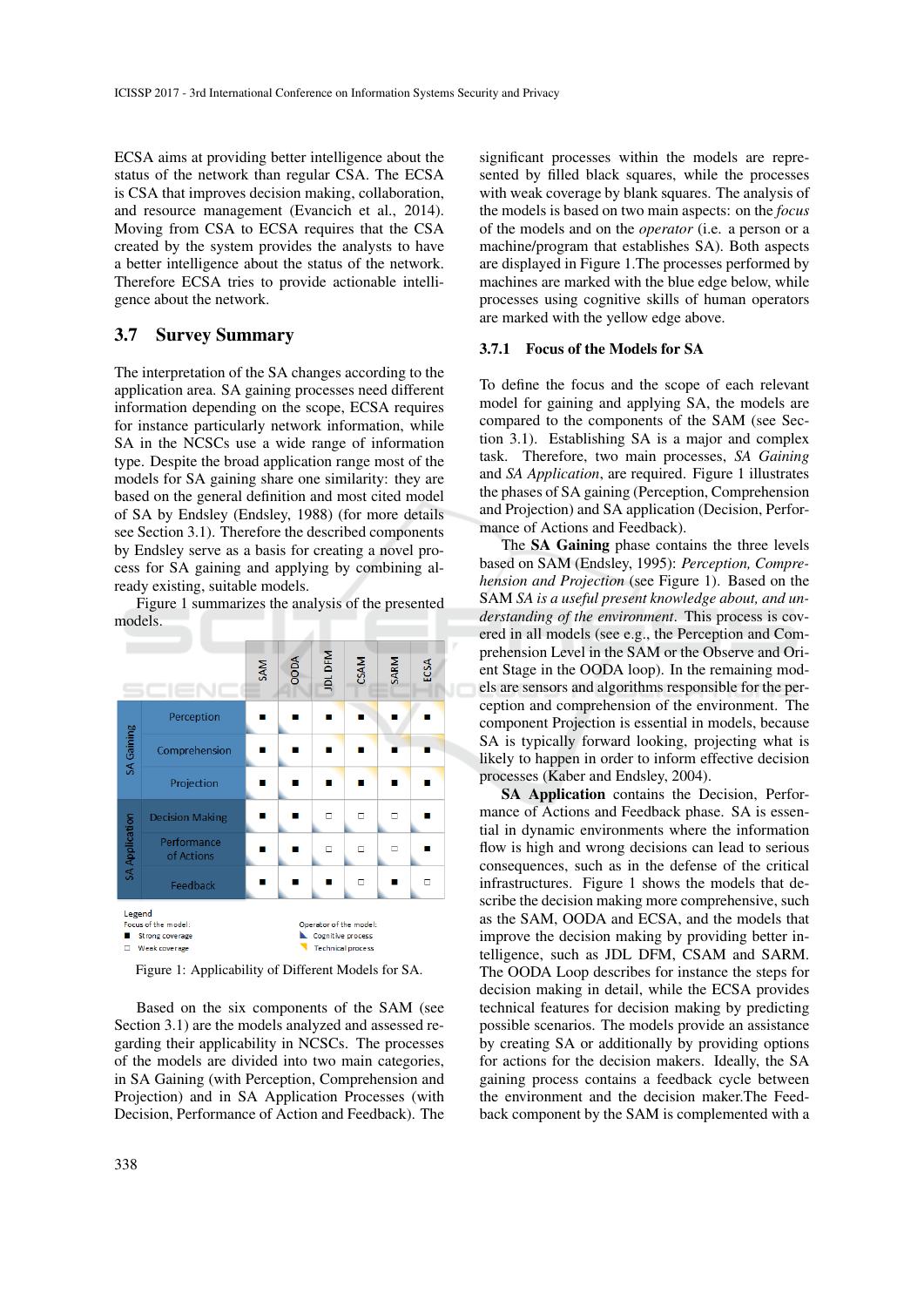ECSA aims at providing better intelligence about the status of the network than regular CSA. The ECSA is CSA that improves decision making, collaboration, and resource management (Evancich et al., 2014). Moving from CSA to ECSA requires that the CSA created by the system provides the analysts to have a better intelligence about the status of the network. Therefore ECSA tries to provide actionable intelligence about the network.

### 3.7 Survey Summary

The interpretation of the SA changes according to the application area. SA gaining processes need different information depending on the scope, ECSA requires for instance particularly network information, while SA in the NCSCs use a wide range of information type. Despite the broad application range most of the models for SA gaining share one similarity: they are based on the general definition and most cited model of SA by Endsley (Endsley, 1988) (for more details see Section 3.1). Therefore the described components by Endsley serve as a basis for creating a novel process for SA gaining and applying by combining already existing, suitable models.

Figure 1 summarizes the analysis of the presented models.

| | | SAM | OODA | JDL DFM | CSAM | SARM | ECSA |
|---|---|---|---|---|---|---|---|
| SA Gaining | Perception | ■ | ■ | ■ | ■ | ■ | ■ |
| | Comprehension | ■ | ■ | ■ | ■ | ■ | ■ |
| | Projection | ■ | ■ | ■ | ■ | ■ | ■ |
| SA Application | Decision Making | ■ | ■ | □ | □ | □ | ■ |
| | Performance of Actions | ■ | ■ | □ | □ | □ | ■ |
| | Feedback | ■ | ■ | ■ | □ | ■ | □ |

Legend
Focus of the model: ■ Strong coverage; □ Week coverage
Operator of the model: Cognitive process; Technical process

Figure 1: Applicability of Different Models for SA.

Based on the six components of the SAM (see Section 3.1) are the models analyzed and assessed regarding their applicability in NCSCs. The processes of the models are divided into two main categories, in SA Gaining (with Perception, Comprehension and Projection) and in SA Application Processes (with Decision, Performance of Action and Feedback). The significant processes within the models are represented by filled black squares, while the processes with weak coverage by blank squares. The analysis of the models is based on two main aspects: on the *focus* of the models and on the *operator* (i.e. a person or a machine/program that establishes SA). Both aspects are displayed in Figure 1.The processes performed by machines are marked with the blue edge below, while processes using cognitive skills of human operators are marked with the yellow edge above.

#### 3.7.1 Focus of the Models for SA

To define the focus and the scope of each relevant model for gaining and applying SA, the models are compared to the components of the SAM (see Section 3.1). Establishing SA is a major and complex task. Therefore, two main processes, *SA Gaining* and *SA Application*, are required. Figure 1 illustrates the phases of SA gaining (Perception, Comprehension and Projection) and SA application (Decision, Performance of Actions and Feedback).

The **SA Gaining** phase contains the three levels based on SAM (Endsley, 1995): *Perception, Comprehension and Projection* (see Figure 1). Based on the SAM *SA is a useful present knowledge about, and understanding of the environment*. This process is covered in all models (see e.g., the Perception and Comprehension Level in the SAM or the Observe and Orient Stage in the OODA loop). In the remaining models are sensors and algorithms responsible for the perception and comprehension of the environment. The component Projection is essential in models, because SA is typically forward looking, projecting what is likely to happen in order to inform effective decision processes (Kaber and Endsley, 2004).

**SA Application** contains the Decision, Performance of Actions and Feedback phase. SA is essential in dynamic environments where the information flow is high and wrong decisions can lead to serious consequences, such as in the defense of the critical infrastructures. Figure 1 shows the models that describe the decision making more comprehensive, such as the SAM, OODA and ECSA, and the models that improve the decision making by providing better intelligence, such as JDL DFM, CSAM and SARM. The OODA Loop describes for instance the steps for decision making in detail, while the ECSA provides technical features for decision making by predicting possible scenarios. The models provide an assistance by creating SA or additionally by providing options for actions for the decision makers. Ideally, the SA gaining process contains a feedback cycle between the environment and the decision maker.The Feedback component by the SAM is complemented with a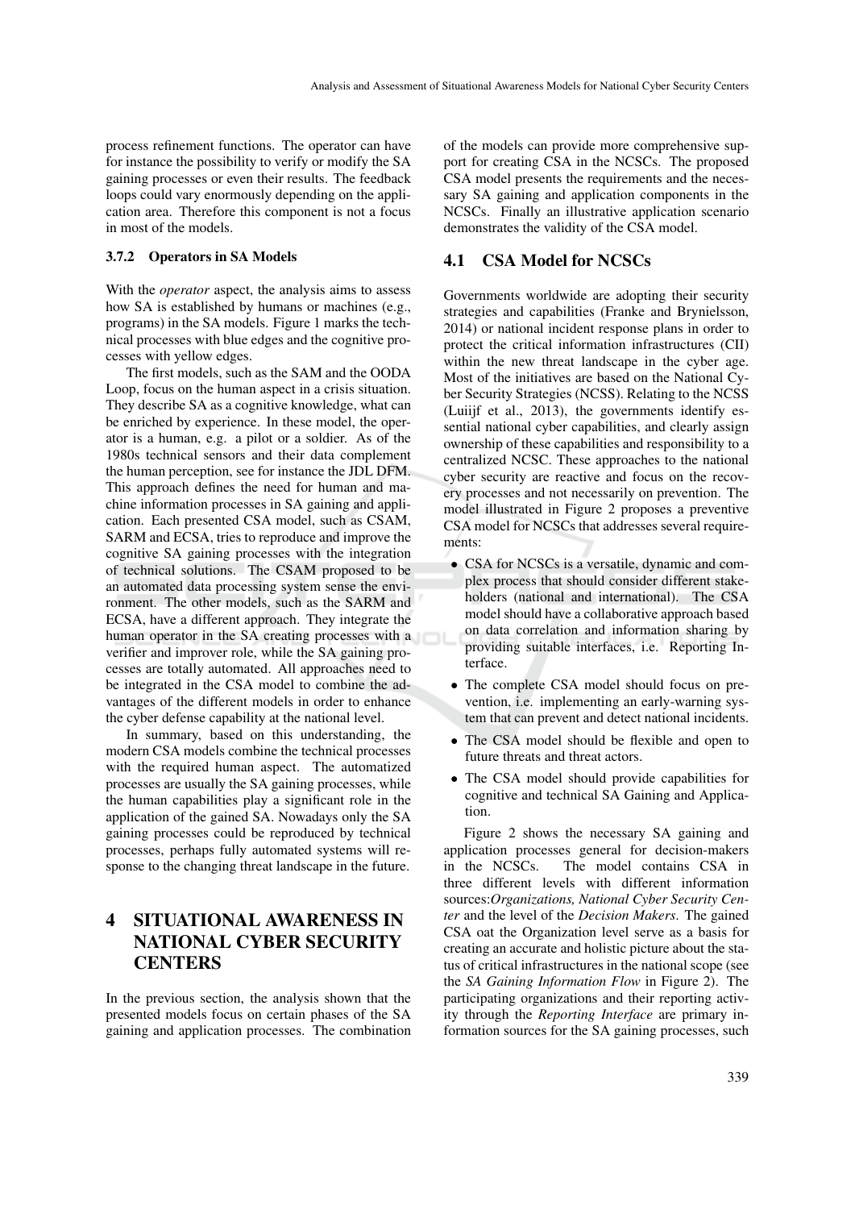process refinement functions. The operator can have for instance the possibility to verify or modify the SA gaining processes or even their results. The feedback loops could vary enormously depending on the application area. Therefore this component is not a focus in most of the models.

#### 3.7.2 Operators in SA Models

With the *operator* aspect, the analysis aims to assess how SA is established by humans or machines (e.g., programs) in the SA models. Figure 1 marks the technical processes with blue edges and the cognitive processes with yellow edges.

The first models, such as the SAM and the OODA Loop, focus on the human aspect in a crisis situation. They describe SA as a cognitive knowledge, what can be enriched by experience. In these model, the operator is a human, e.g. a pilot or a soldier. As of the 1980s technical sensors and their data complement the human perception, see for instance the JDL DFM. This approach defines the need for human and machine information processes in SA gaining and application. Each presented CSA model, such as CSAM, SARM and ECSA, tries to reproduce and improve the cognitive SA gaining processes with the integration of technical solutions. The CSAM proposed to be an automated data processing system sense the environment. The other models, such as the SARM and ECSA, have a different approach. They integrate the human operator in the SA creating processes with a verifier and improver role, while the SA gaining processes are totally automated. All approaches need to be integrated in the CSA model to combine the advantages of the different models in order to enhance the cyber defense capability at the national level.

In summary, based on this understanding, the modern CSA models combine the technical processes with the required human aspect. The automatized processes are usually the SA gaining processes, while the human capabilities play a significant role in the application of the gained SA. Nowadays only the SA gaining processes could be reproduced by technical processes, perhaps fully automated systems will response to the changing threat landscape in the future.

## 4 SITUATIONAL AWARENESS IN NATIONAL CYBER SECURITY CENTERS

In the previous section, the analysis shown that the presented models focus on certain phases of the SA gaining and application processes. The combination of the models can provide more comprehensive support for creating CSA in the NCSCs. The proposed CSA model presents the requirements and the necessary SA gaining and application components in the NCSCs. Finally an illustrative application scenario demonstrates the validity of the CSA model.

### 4.1 CSA Model for NCSCs

Governments worldwide are adopting their security strategies and capabilities (Franke and Brynielsson, 2014) or national incident response plans in order to protect the critical information infrastructures (CII) within the new threat landscape in the cyber age. Most of the initiatives are based on the National Cyber Security Strategies (NCSS). Relating to the NCSS (Luiijf et al., 2013), the governments identify essential national cyber capabilities, and clearly assign ownership of these capabilities and responsibility to a centralized NCSC. These approaches to the national cyber security are reactive and focus on the recovery processes and not necessarily on prevention. The model illustrated in Figure 2 proposes a preventive CSA model for NCSCs that addresses several requirements:

- CSA for NCSCs is a versatile, dynamic and complex process that should consider different stakeholders (national and international). The CSA model should have a collaborative approach based on data correlation and information sharing by providing suitable interfaces, i.e. Reporting Interface.
- The complete CSA model should focus on prevention, i.e. implementing an early-warning system that can prevent and detect national incidents.
- The CSA model should be flexible and open to future threats and threat actors.
- The CSA model should provide capabilities for cognitive and technical SA Gaining and Application.

Figure 2 shows the necessary SA gaining and application processes general for decision-makers in the NCSCs. The model contains CSA in three different levels with different information sources:*Organizations, National Cyber Security Center* and the level of the *Decision Makers*. The gained CSA oat the Organization level serve as a basis for creating an accurate and holistic picture about the status of critical infrastructures in the national scope (see the *SA Gaining Information Flow* in Figure 2). The participating organizations and their reporting activity through the *Reporting Interface* are primary information sources for the SA gaining processes, such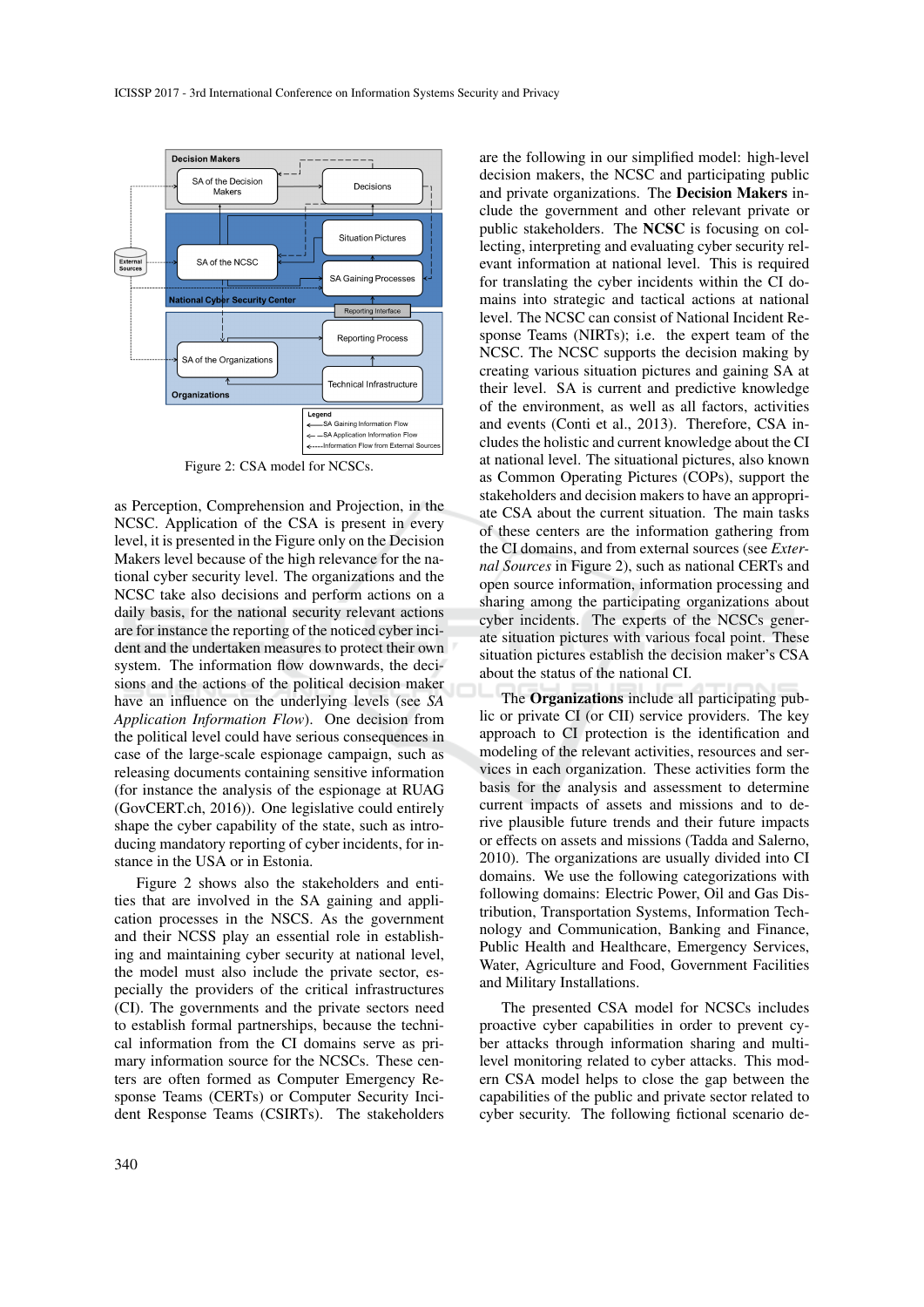Figure 2: CSA model for NCSCs.

as Perception, Comprehension and Projection, in the NCSC. Application of the CSA is present in every level, it is presented in the Figure only on the Decision Makers level because of the high relevance for the national cyber security level. The organizations and the NCSC take also decisions and perform actions on a daily basis, for the national security relevant actions are for instance the reporting of the noticed cyber incident and the undertaken measures to protect their own system. The information flow downwards, the decisions and the actions of the political decision maker have an influence on the underlying levels (see *SA Application Information Flow*). One decision from the political level could have serious consequences in case of the large-scale espionage campaign, such as releasing documents containing sensitive information (for instance the analysis of the espionage at RUAG (GovCERT.ch, 2016)). One legislative could entirely shape the cyber capability of the state, such as introducing mandatory reporting of cyber incidents, for instance in the USA or in Estonia.

Figure 2 shows also the stakeholders and entities that are involved in the SA gaining and application processes in the NSCS. As the government and their NCSS play an essential role in establishing and maintaining cyber security at national level, the model must also include the private sector, especially the providers of the critical infrastructures (CI). The governments and the private sectors need to establish formal partnerships, because the technical information from the CI domains serve as primary information source for the NCSCs. These centers are often formed as Computer Emergency Response Teams (CERTs) or Computer Security Incident Response Teams (CSIRTs). The stakeholders are the following in our simplified model: high-level decision makers, the NCSC and participating public and private organizations. The **Decision Makers** include the government and other relevant private or public stakeholders. The **NCSC** is focusing on collecting, interpreting and evaluating cyber security relevant information at national level. This is required for translating the cyber incidents within the CI domains into strategic and tactical actions at national level. The NCSC can consist of National Incident Response Teams (NIRTs); i.e. the expert team of the NCSC. The NCSC supports the decision making by creating various situation pictures and gaining SA at their level. SA is current and predictive knowledge of the environment, as well as all factors, activities and events (Conti et al., 2013). Therefore, CSA includes the holistic and current knowledge about the CI at national level. The situational pictures, also known as Common Operating Pictures (COPs), support the stakeholders and decision makers to have an appropriate CSA about the current situation. The main tasks of these centers are the information gathering from the CI domains, and from external sources (see *External Sources* in Figure 2), such as national CERTs and open source information, information processing and sharing among the participating organizations about cyber incidents. The experts of the NCSCs generate situation pictures with various focal point. These situation pictures establish the decision maker's CSA about the status of the national CI.

The **Organizations** include all participating public or private CI (or CII) service providers. The key approach to CI protection is the identification and modeling of the relevant activities, resources and services in each organization. These activities form the basis for the analysis and assessment to determine current impacts of assets and missions and to derive plausible future trends and their future impacts or effects on assets and missions (Tadda and Salerno, 2010). The organizations are usually divided into CI domains. We use the following categorizations with following domains: Electric Power, Oil and Gas Distribution, Transportation Systems, Information Technology and Communication, Banking and Finance, Public Health and Healthcare, Emergency Services, Water, Agriculture and Food, Government Facilities and Military Installations.

The presented CSA model for NCSCs includes proactive cyber capabilities in order to prevent cyber attacks through information sharing and multi-level monitoring related to cyber attacks. This modern CSA model helps to close the gap between the capabilities of the public and private sector related to cyber security. The following fictional scenario de-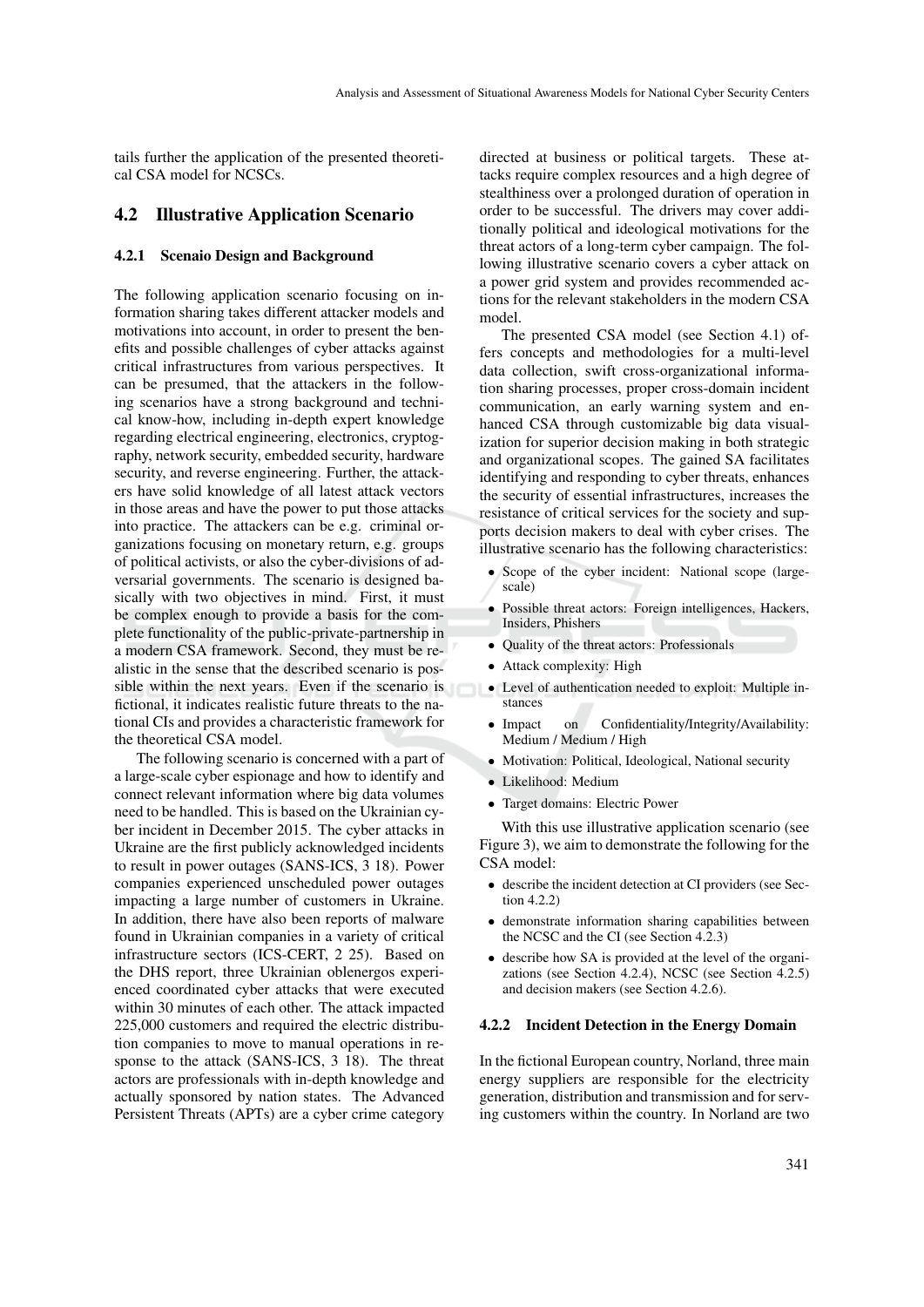tails further the application of the presented theoretical CSA model for NCSCs.

## 4.2 Illustrative Application Scenario

### 4.2.1 Scenaio Design and Background

The following application scenario focusing on information sharing takes different attacker models and motivations into account, in order to present the benefits and possible challenges of cyber attacks against critical infrastructures from various perspectives. It can be presumed, that the attackers in the following scenarios have a strong background and technical know-how, including in-depth expert knowledge regarding electrical engineering, electronics, cryptography, network security, embedded security, hardware security, and reverse engineering. Further, the attackers have solid knowledge of all latest attack vectors in those areas and have the power to put those attacks into practice. The attackers can be e.g. criminal organizations focusing on monetary return, e.g. groups of political activists, or also the cyber-divisions of adversarial governments. The scenario is designed basically with two objectives in mind. First, it must be complex enough to provide a basis for the complete functionality of the public-private-partnership in a modern CSA framework. Second, they must be realistic in the sense that the described scenario is possible within the next years. Even if the scenario is fictional, it indicates realistic future threats to the national CIs and provides a characteristic framework for the theoretical CSA model.

The following scenario is concerned with a part of a large-scale cyber espionage and how to identify and connect relevant information where big data volumes need to be handled. This is based on the Ukrainian cyber incident in December 2015. The cyber attacks in Ukraine are the first publicly acknowledged incidents to result in power outages (SANS-ICS, 3 18). Power companies experienced unscheduled power outages impacting a large number of customers in Ukraine. In addition, there have also been reports of malware found in Ukrainian companies in a variety of critical infrastructure sectors (ICS-CERT, 2 25). Based on the DHS report, three Ukrainian oblenergos experienced coordinated cyber attacks that were executed within 30 minutes of each other. The attack impacted 225,000 customers and required the electric distribution companies to move to manual operations in response to the attack (SANS-ICS, 3 18). The threat actors are professionals with in-depth knowledge and actually sponsored by nation states. The Advanced Persistent Threats (APTs) are a cyber crime category directed at business or political targets. These attacks require complex resources and a high degree of stealthiness over a prolonged duration of operation in order to be successful. The drivers may cover additionally political and ideological motivations for the threat actors of a long-term cyber campaign. The following illustrative scenario covers a cyber attack on a power grid system and provides recommended actions for the relevant stakeholders in the modern CSA model.

The presented CSA model (see Section 4.1) offers concepts and methodologies for a multi-level data collection, swift cross-organizational information sharing processes, proper cross-domain incident communication, an early warning system and enhanced CSA through customizable big data visualization for superior decision making in both strategic and organizational scopes. The gained SA facilitates identifying and responding to cyber threats, enhances the security of essential infrastructures, increases the resistance of critical services for the society and supports decision makers to deal with cyber crises. The illustrative scenario has the following characteristics:

- Scope of the cyber incident: National scope (large-scale)
- Possible threat actors: Foreign intelligences, Hackers, Insiders, Phishers
- Quality of the threat actors: Professionals
- Attack complexity: High
- Level of authentication needed to exploit: Multiple instances
- Impact on Confidentiality/Integrity/Availability: Medium / Medium / High
- Motivation: Political, Ideological, National security
- Likelihood: Medium
- Target domains: Electric Power

With this use illustrative application scenario (see Figure 3), we aim to demonstrate the following for the CSA model:

- describe the incident detection at CI providers (see Section 4.2.2)
- demonstrate information sharing capabilities between the NCSC and the CI (see Section 4.2.3)
- describe how SA is provided at the level of the organizations (see Section 4.2.4), NCSC (see Section 4.2.5) and decision makers (see Section 4.2.6).

### 4.2.2 Incident Detection in the Energy Domain

In the fictional European country, Norland, three main energy suppliers are responsible for the electricity generation, distribution and transmission and for serving customers within the country. In Norland are two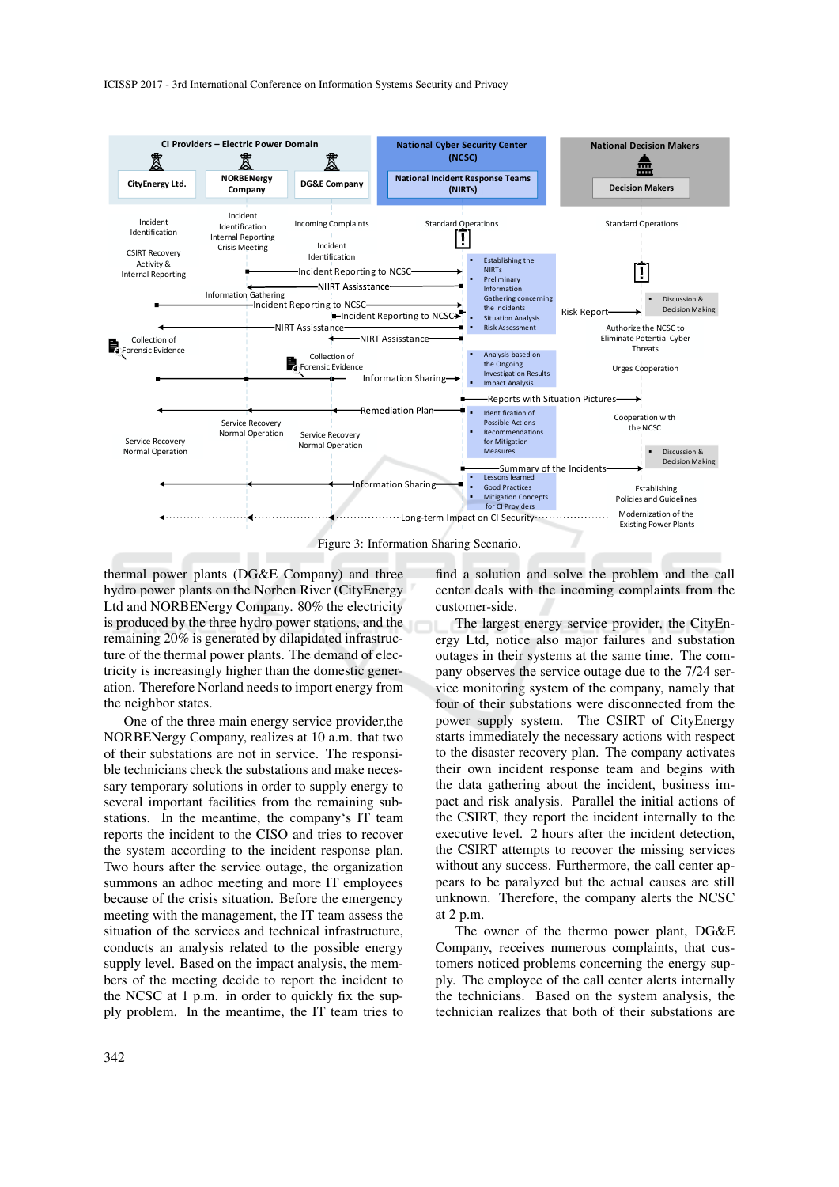Figure 3: Information Sharing Scenario.

thermal power plants (DG&E Company) and three hydro power plants on the Norben River (CityEnergy Ltd and NORBENergy Company. 80% the electricity is produced by the three hydro power stations, and the remaining 20% is generated by dilapidated infrastructure of the thermal power plants. The demand of electricity is increasingly higher than the domestic generation. Therefore Norland needs to import energy from the neighbor states.

One of the three main energy service provider,the NORBENergy Company, realizes at 10 a.m. that two of their substations are not in service. The responsible technicians check the substations and make necessary temporary solutions in order to supply energy to several important facilities from the remaining substations. In the meantime, the company's IT team reports the incident to the CISO and tries to recover the system according to the incident response plan. Two hours after the service outage, the organization summons an adhoc meeting and more IT employees because of the crisis situation. Before the emergency meeting with the management, the IT team assess the situation of the services and technical infrastructure, conducts an analysis related to the possible energy supply level. Based on the impact analysis, the members of the meeting decide to report the incident to the NCSC at 1 p.m. in order to quickly fix the supply problem. In the meantime, the IT team tries to find a solution and solve the problem and the call center deals with the incoming complaints from the customer-side.

The largest energy service provider, the CityEnergy Ltd., notice also major failures and substation outages in their systems at the same time. The company observes the service outage due to the 7/24 service monitoring system of the company, namely that four of their substations were disconnected from the power supply system. The CSIRT of CityEnergy starts immediately the necessary actions with respect to the disaster recovery plan. The company activates their own incident response team and begins with the data gathering about the incident, business impact and risk analysis. Parallel the initial actions of the CSIRT, they report the incident internally to the executive level. 2 hours after the incident detection, the CSIRT attempts to recover the missing services without any success. Furthermore, the call center appears to be paralyzed but the actual causes are still unknown. Therefore, the company alerts the NCSC at 2 p.m.

The owner of the thermo power plant, DG&E Company, receives numerous complaints, that customers noticed problems concerning the energy supply. The employee of the call center alerts internally the technicians. Based on the system analysis, the technician realizes that both of their substations are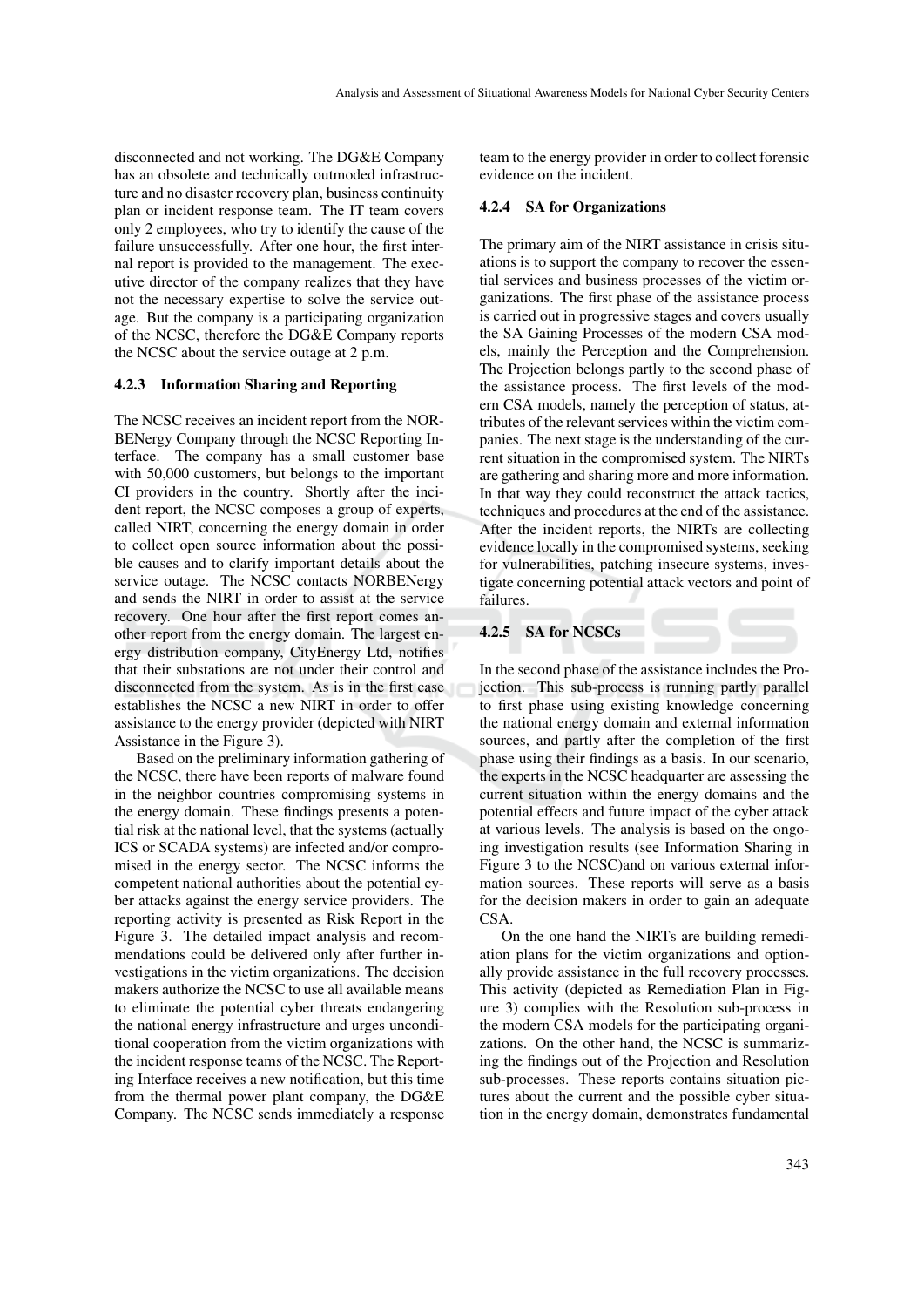disconnected and not working. The DG&E Company has an obsolete and technically outmoded infrastructure and no disaster recovery plan, business continuity plan or incident response team. The IT team covers only 2 employees, who try to identify the cause of the failure unsuccessfully. After one hour, the first internal report is provided to the management. The executive director of the company realizes that they have not the necessary expertise to solve the service outage. But the company is a participating organization of the NCSC, therefore the DG&E Company reports the NCSC about the service outage at 2 p.m.

### 4.2.3 Information Sharing and Reporting

The NCSC receives an incident report from the NORBENergy Company through the NCSC Reporting Interface. The company has a small customer base with 50,000 customers, but belongs to the important CI providers in the country. Shortly after the incident report, the NCSC composes a group of experts, called NIRT, concerning the energy domain in order to collect open source information about the possible causes and to clarify important details about the service outage. The NCSC contacts NORBENergy and sends the NIRT in order to assist at the service recovery. One hour after the first report comes another report from the energy domain. The largest energy distribution company, CityEnergy Ltd, notifies that their substations are not under their control and disconnected from the system. As is in the first case establishes the NCSC a new NIRT in order to offer assistance to the energy provider (depicted with NIRT Assistance in the Figure 3).

Based on the preliminary information gathering of the NCSC, there have been reports of malware found in the neighbor countries compromising systems in the energy domain. These findings presents a potential risk at the national level, that the systems (actually ICS or SCADA systems) are infected and/or compromised in the energy sector. The NCSC informs the competent national authorities about the potential cyber attacks against the energy service providers. The reporting activity is presented as Risk Report in the Figure 3. The detailed impact analysis and recommendations could be delivered only after further investigations in the victim organizations. The decision makers authorize the NCSC to use all available means to eliminate the potential cyber threats endangering the national energy infrastructure and urges unconditional cooperation from the victim organizations with the incident response teams of the NCSC. The Reporting Interface receives a new notification, but this time from the thermal power plant company, the DG&E Company. The NCSC sends immediately a response team to the energy provider in order to collect forensic evidence on the incident.

### 4.2.4 SA for Organizations

The primary aim of the NIRT assistance in crisis situations is to support the company to recover the essential services and business processes of the victim organizations. The first phase of the assistance process is carried out in progressive stages and covers usually the SA Gaining Processes of the modern CSA models, mainly the Perception and the Comprehension. The Projection belongs partly to the second phase of the assistance process. The first levels of the modern CSA models, namely the perception of status, attributes of the relevant services within the victim companies. The next stage is the understanding of the current situation in the compromised system. The NIRTs are gathering and sharing more and more information. In that way they could reconstruct the attack tactics, techniques and procedures at the end of the assistance. After the incident reports, the NIRTs are collecting evidence locally in the compromised systems, seeking for vulnerabilities, patching insecure systems, investigate concerning potential attack vectors and point of failures.

### 4.2.5 SA for NCSCs

In the second phase of the assistance includes the Projection. This sub-process is running partly parallel to first phase using existing knowledge concerning the national energy domain and external information sources, and partly after the completion of the first phase using their findings as a basis. In our scenario, the experts in the NCSC headquarter are assessing the current situation within the energy domains and the potential effects and future impact of the cyber attack at various levels. The analysis is based on the ongoing investigation results (see Information Sharing in Figure 3 to the NCSC)and on various external information sources. These reports will serve as a basis for the decision makers in order to gain an adequate CSA.

On the one hand the NIRTs are building remediation plans for the victim organizations and optionally provide assistance in the full recovery processes. This activity (depicted as Remediation Plan in Figure 3) complies with the Resolution sub-process in the modern CSA models for the participating organizations. On the other hand, the NCSC is summarizing the findings out of the Projection and Resolution sub-processes. These reports contains situation pictures about the current and the possible cyber situation in the energy domain, demonstrates fundamental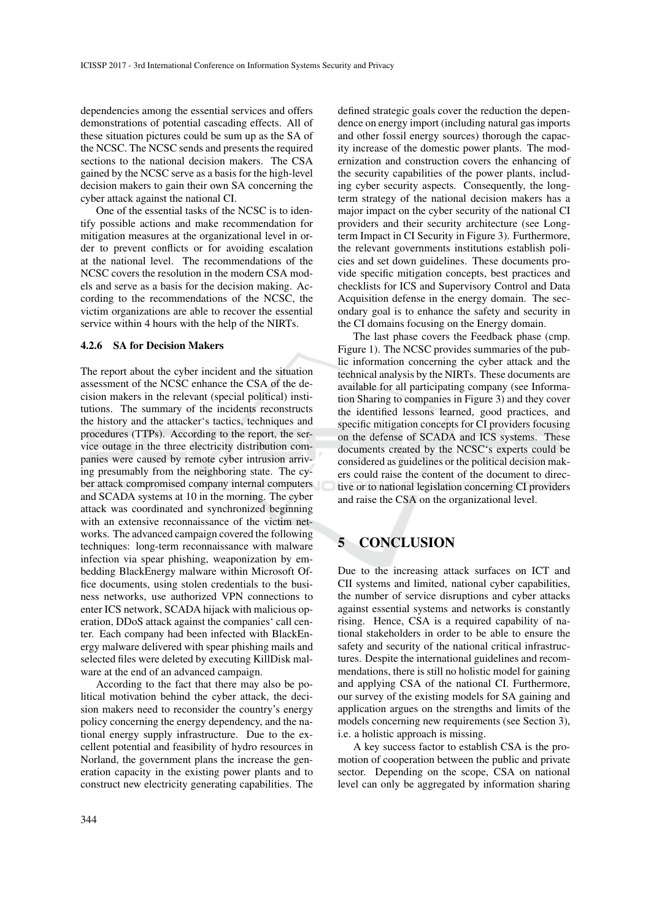dependencies among the essential services and offers demonstrations of potential cascading effects. All of these situation pictures could be sum up as the SA of the NCSC. The NCSC sends and presents the required sections to the national decision makers. The CSA gained by the NCSC serve as a basis for the high-level decision makers to gain their own SA concerning the cyber attack against the national CI.

One of the essential tasks of the NCSC is to identify possible actions and make recommendation for mitigation measures at the organizational level in order to prevent conflicts or for avoiding escalation at the national level. The recommendations of the NCSC covers the resolution in the modern CSA models and serve as a basis for the decision making. According to the recommendations of the NCSC, the victim organizations are able to recover the essential service within 4 hours with the help of the NIRTs.

#### 4.2.6 SA for Decision Makers

The report about the cyber incident and the situation assessment of the NCSC enhance the CSA of the decision makers in the relevant (special political) institutions. The summary of the incidents reconstructs the history and the attacker‘s tactics, techniques and procedures (TTPs). According to the report, the service outage in the three electricity distribution companies were caused by remote cyber intrusion arriving presumably from the neighboring state. The cyber attack compromised company internal computers and SCADA systems at 10 in the morning. The cyber attack was coordinated and synchronized beginning with an extensive reconnaissance of the victim networks. The advanced campaign covered the following techniques: long-term reconnaissance with malware infection via spear phishing, weaponization by embedding BlackEnergy malware within Microsoft Office documents, using stolen credentials to the business networks, use authorized VPN connections to enter ICS network, SCADA hijack with malicious operation, DDoS attack against the companies‘ call center. Each company had been infected with BlackEnergy malware delivered with spear phishing mails and selected files were deleted by executing KillDisk malware at the end of an advanced campaign.

According to the fact that there may also be political motivation behind the cyber attack, the decision makers need to reconsider the country's energy policy concerning the energy dependency, and the national energy supply infrastructure. Due to the excellent potential and feasibility of hydro resources in Norland, the government plans the increase the generation capacity in the existing power plants and to construct new electricity generating capabilities. The defined strategic goals cover the reduction the dependence on energy import (including natural gas imports and other fossil energy sources) thorough the capacity increase of the domestic power plants. The modernization and construction covers the enhancing of the security capabilities of the power plants, including cyber security aspects. Consequently, the long-term strategy of the national decision makers has a major impact on the cyber security of the national CI providers and their security architecture (see Long-term Impact in CI Security in Figure 3). Furthermore, the relevant governments institutions establish policies and set down guidelines. These documents provide specific mitigation concepts, best practices and checklists for ICS and Supervisory Control and Data Acquisition defense in the energy domain. The secondary goal is to enhance the safety and security in the CI domains focusing on the Energy domain.

The last phase covers the Feedback phase (cmp. Figure 1). The NCSC provides summaries of the public information concerning the cyber attack and the technical analysis by the NIRTs. These documents are available for all participating company (see Information Sharing to companies in Figure 3) and they cover the identified lessons learned, good practices, and specific mitigation concepts for CI providers focusing on the defense of SCADA and ICS systems. These documents created by the NCSC‘s experts could be considered as guidelines or the political decision makers could raise the content of the document to directive or to national legislation concerning CI providers and raise the CSA on the organizational level.

## 5 CONCLUSION

Due to the increasing attack surfaces on ICT and CII systems and limited, national cyber capabilities, the number of service disruptions and cyber attacks against essential systems and networks is constantly rising. Hence, CSA is a required capability of national stakeholders in order to be able to ensure the safety and security of the national critical infrastructures. Despite the international guidelines and recommendations, there is still no holistic model for gaining and applying CSA of the national CI. Furthermore, our survey of the existing models for SA gaining and application argues on the strengths and limits of the models concerning new requirements (see Section 3), i.e. a holistic approach is missing.

A key success factor to establish CSA is the promotion of cooperation between the public and private sector. Depending on the scope, CSA on national level can only be aggregated by information sharing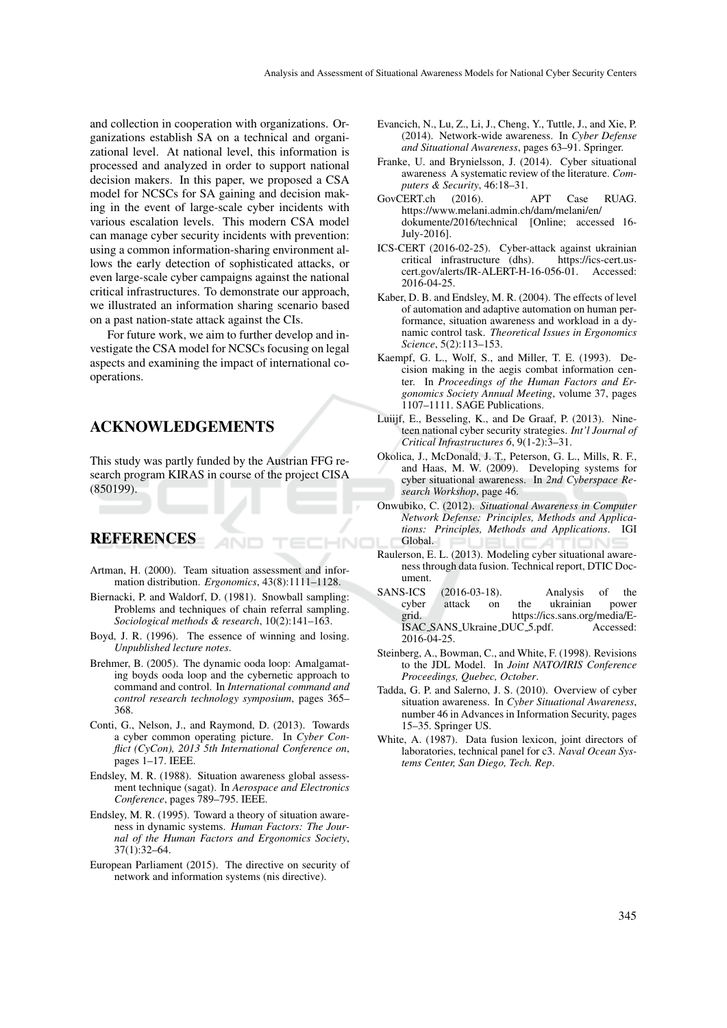and collection in cooperation with organizations. Organizations establish SA on a technical and organizational level. At national level, this information is processed and analyzed in order to support national decision makers. In this paper, we proposed a CSA model for NCSCs for SA gaining and decision making in the event of large-scale cyber incidents with various escalation levels. This modern CSA model can manage cyber security incidents with prevention: using a common information-sharing environment allows the early detection of sophisticated attacks, or even large-scale cyber campaigns against the national critical infrastructures. To demonstrate our approach, we illustrated an information sharing scenario based on a past nation-state attack against the CIs.

For future work, we aim to further develop and investigate the CSA model for NCSCs focusing on legal aspects and examining the impact of international cooperations.

## ACKNOWLEDGEMENTS

This study was partly funded by the Austrian FFG research program KIRAS in course of the project CISA (850199).

## REFERENCES

Artman, H. (2000). Team situation assessment and information distribution. *Ergonomics*, 43(8):1111–1128.

Biernacki, P. and Waldorf, D. (1981). Snowball sampling: Problems and techniques of chain referral sampling. *Sociological methods & research*, 10(2):141–163.

Boyd, J. R. (1996). The essence of winning and losing. *Unpublished lecture notes*.

Brehmer, B. (2005). The dynamic ooda loop: Amalgamating boyds ooda loop and the cybernetic approach to command and control. In *International command and control research technology symposium*, pages 365–368.

Conti, G., Nelson, J., and Raymond, D. (2013). Towards a cyber common operating picture. In *Cyber Conflict (CyCon), 2013 5th International Conference on*, pages 1–17. IEEE.

Endsley, M. R. (1988). Situation awareness global assessment technique (sagat). In *Aerospace and Electronics Conference*, pages 789–795. IEEE.

Endsley, M. R. (1995). Toward a theory of situation awareness in dynamic systems. *Human Factors: The Journal of the Human Factors and Ergonomics Society*, 37(1):32–64.

European Parliament (2015). The directive on security of network and information systems (nis directive).

Evancich, N., Lu, Z., Li, J., Cheng, Y., Tuttle, J., and Xie, P. (2014). Network-wide awareness. In *Cyber Defense and Situational Awareness*, pages 63–91. Springer.

Franke, U. and Brynielsson, J. (2014). Cyber situational awareness A systematic review of the literature. *Computers & Security*, 46:18–31.

GovCERT.ch (2016). APT Case RUAG. https://www.melani.admin.ch/dam/melani/en/dokumente/2016/technical [Online; accessed 16-July-2016].

ICS-CERT (2016-02-25). Cyber-attack against ukrainian critical infrastructure (dhs). https://ics-cert.us-cert.gov/alerts/IR-ALERT-H-16-056-01. Accessed: 2016-04-25.

Kaber, D. B. and Endsley, M. R. (2004). The effects of level of automation and adaptive automation on human performance, situation awareness and workload in a dynamic control task. *Theoretical Issues in Ergonomics Science*, 5(2):113–153.

Kaempf, G. L., Wolf, S., and Miller, T. E. (1993). Decision making in the aegis combat information center. In *Proceedings of the Human Factors and Ergonomics Society Annual Meeting*, volume 37, pages 1107–1111. SAGE Publications.

Luiijf, E., Besseling, K., and De Graaf, P. (2013). Nineteen national cyber security strategies. *Int'l Journal of Critical Infrastructures 6*, 9(1-2):3–31.

Okolica, J., McDonald, J. T., Peterson, G. L., Mills, R. F., and Haas, M. W. (2009). Developing systems for cyber situational awareness. In *2nd Cyberspace Research Workshop*, page 46.

Onwubiko, C. (2012). *Situational Awareness in Computer Network Defense: Principles, Methods and Applications: Principles, Methods and Applications*. IGI Global.

Raulerson, E. L. (2013). Modeling cyber situational awareness through data fusion. Technical report, DTIC Document.

SANS-ICS (2016-03-18). Analysis of the cyber attack on the ukrainian power grid. https://ics.sans.org/media/E-ISAC_SANS_Ukraine_DUC_5.pdf. Accessed: 2016-04-25.

Steinberg, A., Bowman, C., and White, F. (1998). Revisions to the JDL Model. In *Joint NATO/IRIS Conference Proceedings, Quebec, October*.

Tadda, G. P. and Salerno, J. S. (2010). Overview of cyber situation awareness. In *Cyber Situational Awareness*, number 46 in Advances in Information Security, pages 15–35. Springer US.

White, A. (1987). Data fusion lexicon, joint directors of laboratories, technical panel for c3. *Naval Ocean Systems Center, San Diego, Tech. Rep*.